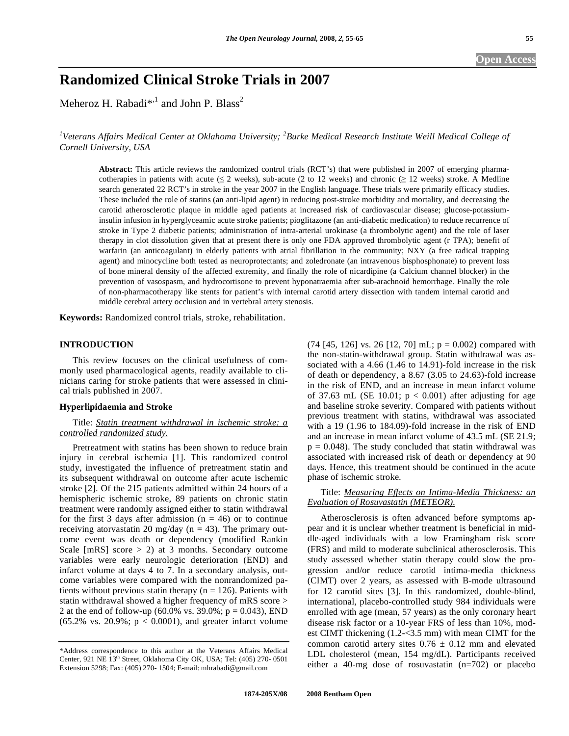# Randomized Clinical Stroke Trials in 2007

Meheroz H. Rabadi*[,1] and John P. Blass[2]

[1]*Veterans Affairs Medical Center at Oklahoma University;* [2]*Burke Medical Research Institute Weill Medical College of Cornell University, USA*

**Abstract:** This article reviews the randomized control trials (RCT's) that were published in 2007 of emerging pharmacotherapies in patients with acute (≤ 2 weeks), sub-acute (2 to 12 weeks) and chronic (≥ 12 weeks) stroke. A Medline search generated 22 RCT's in stroke in the year 2007 in the English language. These trials were primarily efficacy studies. These included the role of statins (an anti-lipid agent) in reducing post-stroke morbidity and mortality, and decreasing the carotid atherosclerotic plaque in middle aged patients at increased risk of cardiovascular disease; glucose-potassium-insulin infusion in hyperglyceamic acute stroke patients; pioglitazone (an anti-diabetic medication) to reduce recurrence of stroke in Type 2 diabetic patients; administration of intra-arterial urokinase (a thrombolytic agent) and the role of laser therapy in clot dissolution given that at present there is only one FDA approved thrombolytic agent (r TPA); benefit of warfarin (an anticoagulant) in elderly patients with atrial fibrillation in the community; NXY (a free radical trapping agent) and minocycline both tested as neuroprotectants; and zoledronate (an intravenous bisphosphonate) to prevent loss of bone mineral density of the affected extremity, and finally the role of nicardipine (a Calcium channel blocker) in the prevention of vasospasm, and hydrocortisone to prevent hyponatraemia after sub-arachnoid hemorrhage. Finally the role of non-pharmacotherapy like stents for patient's with internal carotid artery dissection with tandem internal carotid and middle cerebral artery occlusion and in vertebral artery stenosis.

**Keywords:** Randomized control trials, stroke, rehabilitation.

## INTRODUCTION

This review focuses on the clinical usefulness of commonly used pharmacological agents, readily available to clinicians caring for stroke patients that were assessed in clinical trials published in 2007.

### Hyperlipidaemia and Stroke

Title: *Statin treatment withdrawal in ischemic stroke: a controlled randomized study.*

Pretreatment with statins has been shown to reduce brain injury in cerebral ischemia [1]. This randomized control study, investigated the influence of pretreatment statin and its subsequent withdrawal on outcome after acute ischemic stroke [2]. Of the 215 patients admitted within 24 hours of a hemispheric ischemic stroke, 89 patients on chronic statin treatment were randomly assigned either to statin withdrawal for the first 3 days after admission ($n = 46$) or to continue receiving atorvastatin 20 mg/day ($n = 43$). The primary outcome event was death or dependency (modified Rankin Scale [mRS] score > 2) at 3 months. Secondary outcome variables were early neurologic deterioration (END) and infarct volume at days 4 to 7. In a secondary analysis, outcome variables were compared with the nonrandomized patients without previous statin therapy ($n = 126$). Patients with statin withdrawal showed a higher frequency of mRS score > 2 at the end of follow-up (60.0% vs. 39.0%; $p = 0.043$), END (65.2% vs. 20.9%; $p < 0.0001$), and greater infarct volume (74 [45, 126] vs. 26 [12, 70] mL; $p = 0.002$) compared with the non-statin-withdrawal group. Statin withdrawal was associated with a 4.66 (1.46 to 14.91)-fold increase in the risk of death or dependency, a 8.67 (3.05 to 24.63)-fold increase in the risk of END, and an increase in mean infarct volume of 37.63 mL (SE 10.01; $p < 0.001$) after adjusting for age and baseline stroke severity. Compared with patients without previous treatment with statins, withdrawal was associated with a 19 (1.96 to 184.09)-fold increase in the risk of END and an increase in mean infarct volume of 43.5 mL (SE 21.9; $p = 0.048$). The study concluded that statin withdrawal was associated with increased risk of death or dependency at 90 days. Hence, this treatment should be continued in the acute phase of ischemic stroke.

Title: *Measuring Effects on Intima-Media Thickness: an Evaluation of Rosuvastatin (METEOR).*

Atherosclerosis is often advanced before symptoms appear and it is unclear whether treatment is beneficial in middle-aged individuals with a low Framingham risk score (FRS) and mild to moderate subclinical atherosclerosis. This study assessed whether statin therapy could slow the progression and/or reduce carotid intima-media thickness (CIMT) over 2 years, as assessed with B-mode ultrasound for 12 carotid sites [3]. In this randomized, double-blind, international, placebo-controlled study 984 individuals were enrolled with age (mean, 57 years) as the only coronary heart disease risk factor or a 10-year FRS of less than 10%, modest CIMT thickening (1.2-<3.5 mm) with mean CIMT for the common carotid artery sites $0.76 \pm 0.12$ mm and elevated LDL cholesterol (mean, 154 mg/dL). Participants received either a 40-mg dose of rosuvastatin (n=702) or placebo

*Address correspondence to this author at the Veterans Affairs Medical Center, 921 NE 13th Street, Oklahoma City OK, USA; Tel: (405) 270- 0501 Extension 5298; Fax: (405) 270- 1504; E-mail: mhrabadi@gmail.com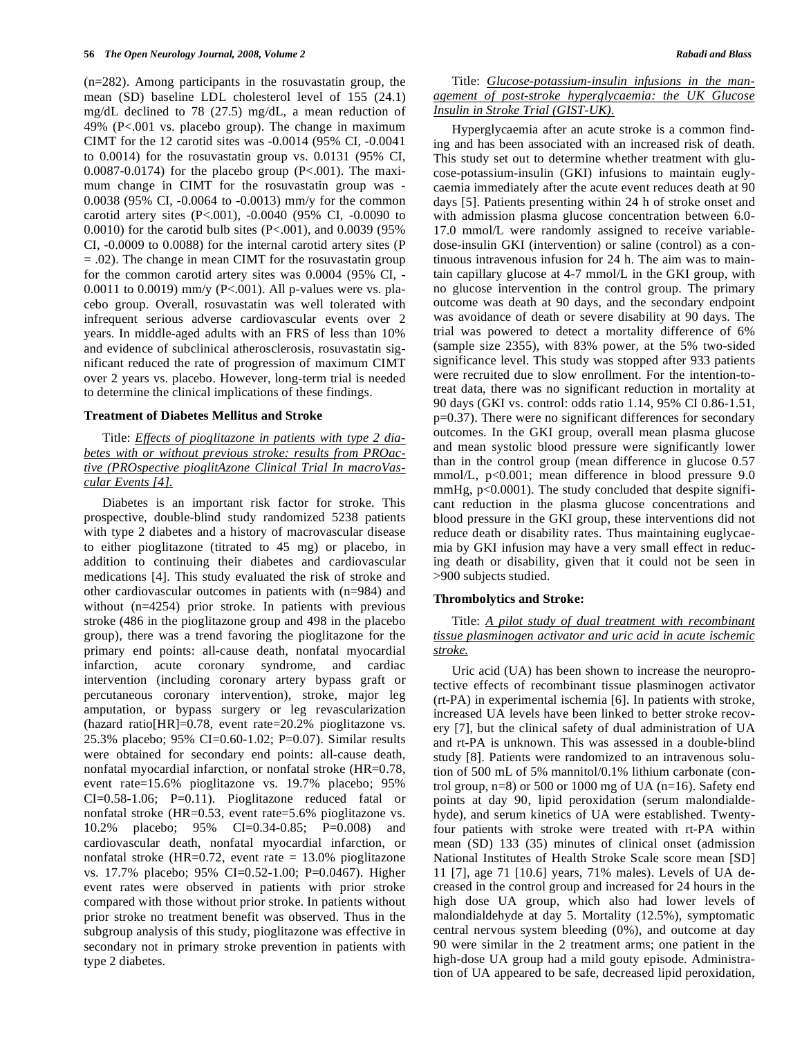(n=282). Among participants in the rosuvastatin group, the mean (SD) baseline LDL cholesterol level of 155 (24.1) mg/dL declined to 78 (27.5) mg/dL, a mean reduction of 49% (P<.001 vs. placebo group). The change in maximum CIMT for the 12 carotid sites was -0.0014 (95% CI, -0.0041 to 0.0014) for the rosuvastatin group vs. 0.0131 (95% CI, 0.0087-0.0174) for the placebo group (P<.001). The maximum change in CIMT for the rosuvastatin group was -0.0038 (95% CI, -0.0064 to -0.0013) mm/y for the common carotid artery sites (P<.001), -0.0040 (95% CI, -0.0090 to 0.0010) for the carotid bulb sites (P<.001), and 0.0039 (95% CI, -0.0009 to 0.0088) for the internal carotid artery sites (P = .02). The change in mean CIMT for the rosuvastatin group for the common carotid artery sites was 0.0004 (95% CI, -0.0011 to 0.0019) mm/y (P<.001). All p-values were vs. placebo group. Overall, rosuvastatin was well tolerated with infrequent serious adverse cardiovascular events over 2 years. In middle-aged adults with an FRS of less than 10% and evidence of subclinical atherosclerosis, rosuvastatin significant reduced the rate of progression of maximum CIMT over 2 years vs. placebo. However, long-term trial is needed to determine the clinical implications of these findings.

### Treatment of Diabetes Mellitus and Stroke

Title: *Effects of pioglitazone in patients with type 2 diabetes with or without previous stroke: results from PROactive (PROspective pioglitAzone Clinical Trial In macroVascular Events [4].*

Diabetes is an important risk factor for stroke. This prospective, double-blind study randomized 5238 patients with type 2 diabetes and a history of macrovascular disease to either pioglitazone (titrated to 45 mg) or placebo, in addition to continuing their diabetes and cardiovascular medications [4]. This study evaluated the risk of stroke and other cardiovascular outcomes in patients with (n=984) and without (n=4254) prior stroke. In patients with previous stroke (486 in the pioglitazone group and 498 in the placebo group), there was a trend favoring the pioglitazone for the primary end points: all-cause death, nonfatal myocardial infarction, acute coronary syndrome, and cardiac intervention (including coronary artery bypass graft or percutaneous coronary intervention), stroke, major leg amputation, or bypass surgery or leg revascularization (hazard ratio[HR]=0.78, event rate=20.2% pioglitazone vs. 25.3% placebo; 95% CI=0.60-1.02; P=0.07). Similar results were obtained for secondary end points: all-cause death, nonfatal myocardial infarction, or nonfatal stroke (HR=0.78, event rate=15.6% pioglitazone vs. 19.7% placebo; 95% CI=0.58-1.06; P=0.11). Pioglitazone reduced fatal or nonfatal stroke (HR=0.53, event rate=5.6% pioglitazone vs. 10.2% placebo; 95% CI=0.34-0.85; P=0.008) and cardiovascular death, nonfatal myocardial infarction, or nonfatal stroke (HR=0.72, event rate = 13.0% pioglitazone vs. 17.7% placebo; 95% CI=0.52-1.00; P=0.0467). Higher event rates were observed in patients with prior stroke compared with those without prior stroke. In patients without prior stroke no treatment benefit was observed. Thus in the subgroup analysis of this study, pioglitazone was effective in secondary not in primary stroke prevention in patients with type 2 diabetes.

Title: *Glucose-potassium-insulin infusions in the management of post-stroke hyperglycaemia: the UK Glucose Insulin in Stroke Trial (GIST-UK).*

Hyperglycaemia after an acute stroke is a common finding and has been associated with an increased risk of death. This study set out to determine whether treatment with glucose-potassium-insulin (GKI) infusions to maintain euglycaemia immediately after the acute event reduces death at 90 days [5]. Patients presenting within 24 h of stroke onset and with admission plasma glucose concentration between 6.0-17.0 mmol/L were randomly assigned to receive variable-dose-insulin GKI (intervention) or saline (control) as a continuous intravenous infusion for 24 h. The aim was to maintain capillary glucose at 4-7 mmol/L in the GKI group, with no glucose intervention in the control group. The primary outcome was death at 90 days, and the secondary endpoint was avoidance of death or severe disability at 90 days. The trial was powered to detect a mortality difference of 6% (sample size 2355), with 83% power, at the 5% two-sided significance level. This study was stopped after 933 patients were recruited due to slow enrollment. For the intention-to-treat data, there was no significant reduction in mortality at 90 days (GKI vs. control: odds ratio 1.14, 95% CI 0.86-1.51, p=0.37). There were no significant differences for secondary outcomes. In the GKI group, overall mean plasma glucose and mean systolic blood pressure were significantly lower than in the control group (mean difference in glucose 0.57 mmol/L, p<0.001; mean difference in blood pressure 9.0 mmHg, p<0.0001). The study concluded that despite significant reduction in the plasma glucose concentrations and blood pressure in the GKI group, these interventions did not reduce death or disability rates. Thus maintaining euglycaemia by GKI infusion may have a very small effect in reducing death or disability, given that it could not be seen in >900 subjects studied.

### Thrombolytics and Stroke:

Title: *A pilot study of dual treatment with recombinant tissue plasminogen activator and uric acid in acute ischemic stroke.*

Uric acid (UA) has been shown to increase the neuroprotective effects of recombinant tissue plasminogen activator (rt-PA) in experimental ischemia [6]. In patients with stroke, increased UA levels have been linked to better stroke recovery [7], but the clinical safety of dual administration of UA and rt-PA is unknown. This was assessed in a double-blind study [8]. Patients were randomized to an intravenous solution of 500 mL of 5% mannitol/0.1% lithium carbonate (control group, n=8) or 500 or 1000 mg of UA (n=16). Safety end points at day 90, lipid peroxidation (serum malondialdehyde), and serum kinetics of UA were established. Twenty-four patients with stroke were treated with rt-PA within mean (SD) 133 (35) minutes of clinical onset (admission National Institutes of Health Stroke Scale score mean [SD] 11 [7], age 71 [10.6] years, 71% males). Levels of UA decreased in the control group and increased for 24 hours in the high dose UA group, which also had lower levels of malondialdehyde at day 5. Mortality (12.5%), symptomatic central nervous system bleeding (0%), and outcome at day 90 were similar in the 2 treatment arms; one patient in the high-dose UA group had a mild gouty episode. Administration of UA appeared to be safe, decreased lipid peroxidation,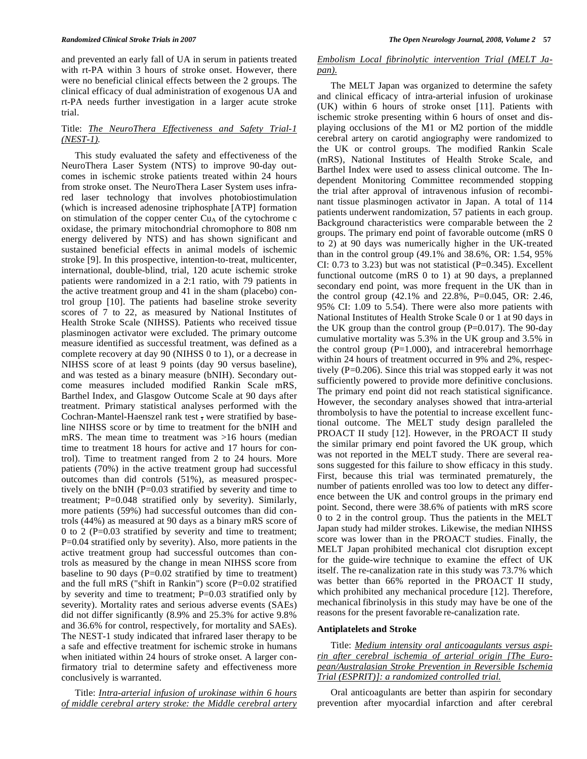and prevented an early fall of UA in serum in patients treated with rt-PA within 3 hours of stroke onset. However, there were no beneficial clinical effects between the 2 groups. The clinical efficacy of dual administration of exogenous UA and rt-PA needs further investigation in a larger acute stroke trial.

Title: *The NeuroThera Effectiveness and Safety Trial-1 (NEST-1).*

This study evaluated the safety and effectiveness of the NeuroThera Laser System (NTS) to improve 90-day outcomes in ischemic stroke patients treated within 24 hours from stroke onset. The NeuroThera Laser System uses infrared laser technology that involves photobiostimulation (which is increased adenosine triphosphate [ATP] formation on stimulation of the copper center $Cu_A$ of the cytochrome c oxidase, the primary mitochondrial chromophore to 808 nm energy delivered by NTS) and has shown significant and sustained beneficial effects in animal models of ischemic stroke [9]. In this prospective, intention-to-treat, multicenter, international, double-blind, trial, 120 acute ischemic stroke patients were randomized in a 2:1 ratio, with 79 patients in the active treatment group and 41 in the sham (placebo) control group [10]. The patients had baseline stroke severity scores of 7 to 22, as measured by National Institutes of Health Stroke Scale (NIHSS). Patients who received tissue plasminogen activator were excluded. The primary outcome measure identified as successful treatment, was defined as a complete recovery at day 90 (NIHSS 0 to 1), or a decrease in NIHSS score of at least 9 points (day 90 versus baseline), and was tested as a binary measure (bNIH). Secondary outcome measures included modified Rankin Scale mRS, Barthel Index, and Glasgow Outcome Scale at 90 days after treatment. Primary statistical analyses performed with the Cochran-Mantel-Haenszel rank test , were stratified by baseline NIHSS score or by time to treatment for the bNIH and mRS. The mean time to treatment was >16 hours (median time to treatment 18 hours for active and 17 hours for control). Time to treatment ranged from 2 to 24 hours. More patients (70%) in the active treatment group had successful outcomes than did controls (51%), as measured prospectively on the bNIH (P=0.03 stratified by severity and time to treatment; P=0.048 stratified only by severity). Similarly, more patients (59%) had successful outcomes than did controls (44%) as measured at 90 days as a binary mRS score of 0 to 2 (P=0.03 stratified by severity and time to treatment; P=0.04 stratified only by severity). Also, more patients in the active treatment group had successful outcomes than controls as measured by the change in mean NIHSS score from baseline to 90 days (P=0.02 stratified by time to treatment) and the full mRS ("shift in Rankin") score (P=0.02 stratified by severity and time to treatment; P=0.03 stratified only by severity). Mortality rates and serious adverse events (SAEs) did not differ significantly (8.9% and 25.3% for active 9.8% and 36.6% for control, respectively, for mortality and SAEs). The NEST-1 study indicated that infrared laser therapy to be a safe and effective treatment for ischemic stroke in humans when initiated within 24 hours of stroke onset. A larger confirmatory trial to determine safety and effectiveness more conclusively is warranted.

Title: *Intra-arterial infusion of urokinase within 6 hours of middle cerebral artery stroke: the Middle cerebral artery Embolism Local fibrinolytic intervention Trial (MELT Japan).*

The MELT Japan was organized to determine the safety and clinical efficacy of intra-arterial infusion of urokinase (UK) within 6 hours of stroke onset [11]. Patients with ischemic stroke presenting within 6 hours of onset and displaying occlusions of the M1 or M2 portion of the middle cerebral artery on carotid angiography were randomized to the UK or control groups. The modified Rankin Scale (mRS), National Institutes of Health Stroke Scale, and Barthel Index were used to assess clinical outcome. The Independent Monitoring Committee recommended stopping the trial after approval of intravenous infusion of recombinant tissue plasminogen activator in Japan. A total of 114 patients underwent randomization, 57 patients in each group. Background characteristics were comparable between the 2 groups. The primary end point of favorable outcome (mRS 0 to 2) at 90 days was numerically higher in the UK-treated than in the control group (49.1% and 38.6%, OR: 1.54, 95% CI: 0.73 to 3.23) but was not statistical (P=0.345). Excellent functional outcome (mRS 0 to 1) at 90 days, a preplanned secondary end point, was more frequent in the UK than in the control group (42.1% and 22.8%, P=0.045, OR: 2.46, 95% CI: 1.09 to 5.54). There were also more patients with National Institutes of Health Stroke Scale 0 or 1 at 90 days in the UK group than the control group (P=0.017). The 90-day cumulative mortality was 5.3% in the UK group and 3.5% in the control group (P=1.000), and intracerebral hemorrhage within 24 hours of treatment occurred in 9% and 2%, respectively (P=0.206). Since this trial was stopped early it was not sufficiently powered to provide more definitive conclusions. The primary end point did not reach statistical significance. However, the secondary analyses showed that intra-arterial thrombolysis to have the potential to increase excellent functional outcome. The MELT study design paralleled the PROACT II study [12]. However, in the PROACT II study the similar primary end point favored the UK group, which was not reported in the MELT study. There are several reasons suggested for this failure to show efficacy in this study. First, because this trial was terminated prematurely, the number of patients enrolled was too low to detect any difference between the UK and control groups in the primary end point. Second, there were 38.6% of patients with mRS score 0 to 2 in the control group. Thus the patients in the MELT Japan study had milder strokes. Likewise, the median NIHSS score was lower than in the PROACT studies. Finally, the MELT Japan prohibited mechanical clot disruption except for the guide-wire technique to examine the effect of UK itself. The re-canalization rate in this study was 73.7% which was better than 66% reported in the PROACT II study, which prohibited any mechanical procedure [12]. Therefore, mechanical fibrinolysis in this study may have be one of the reasons for the present favorable re-canalization rate.

## Antiplatelets and Stroke

Title: *Medium intensity oral anticoagulants versus aspirin after cerebral ischemia of arterial origin [The European/Australasian Stroke Prevention in Reversible Ischemia Trial (ESPRIT)]: a randomized controlled trial.*

Oral anticoagulants are better than aspirin for secondary prevention after myocardial infarction and after cerebral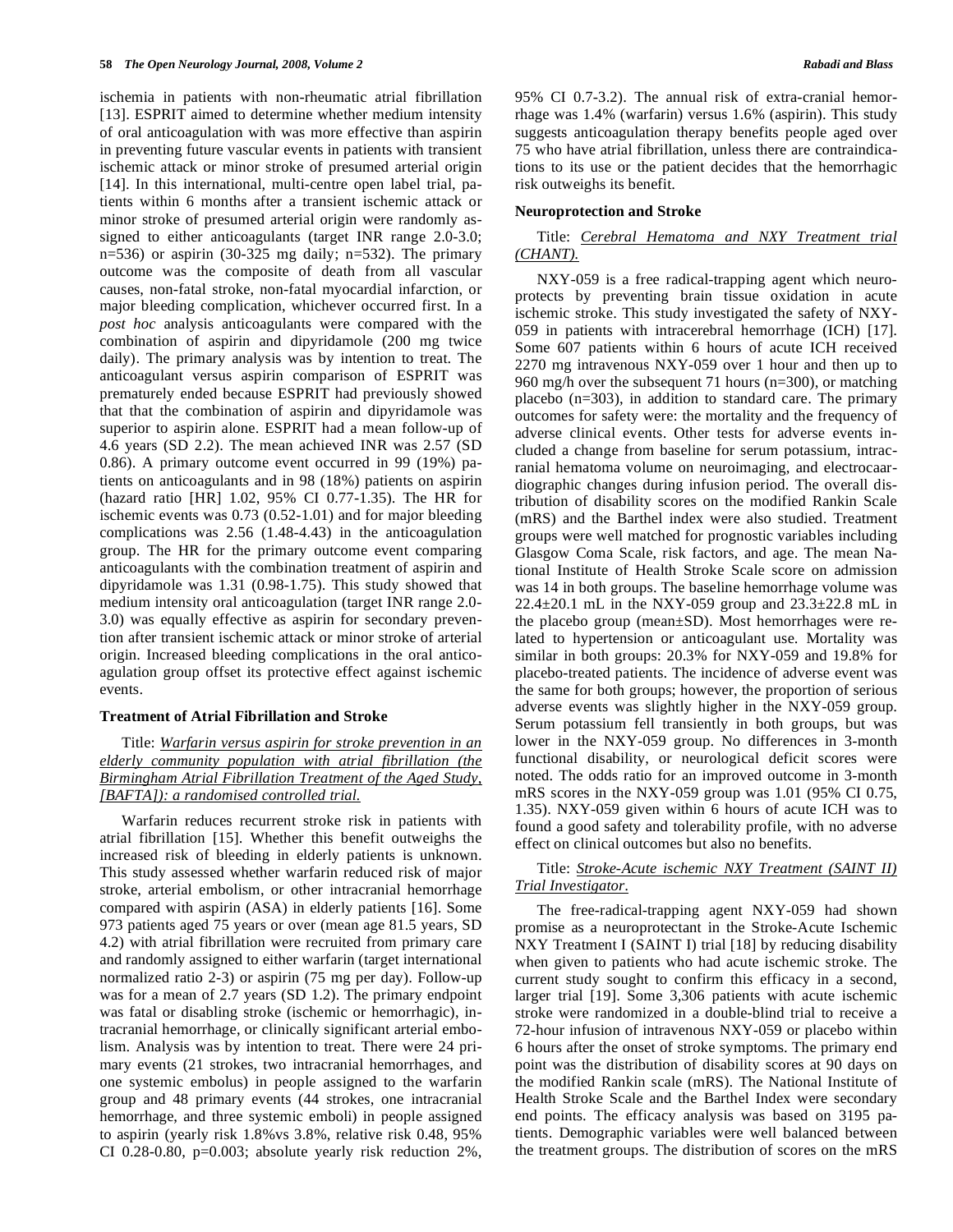ischemia in patients with non-rheumatic atrial fibrillation [13]. ESPRIT aimed to determine whether medium intensity of oral anticoagulation with was more effective than aspirin in preventing future vascular events in patients with transient ischemic attack or minor stroke of presumed arterial origin [14]. In this international, multi-centre open label trial, patients within 6 months after a transient ischemic attack or minor stroke of presumed arterial origin were randomly assigned to either anticoagulants (target INR range 2.0-3.0; n=536) or aspirin (30-325 mg daily; n=532). The primary outcome was the composite of death from all vascular causes, non-fatal stroke, non-fatal myocardial infarction, or major bleeding complication, whichever occurred first. In a *post hoc* analysis anticoagulants were compared with the combination of aspirin and dipyridamole (200 mg twice daily). The primary analysis was by intention to treat. The anticoagulant versus aspirin comparison of ESPRIT was prematurely ended because ESPRIT had previously showed that that the combination of aspirin and dipyridamole was superior to aspirin alone. ESPRIT had a mean follow-up of 4.6 years (SD 2.2). The mean achieved INR was 2.57 (SD 0.86). A primary outcome event occurred in 99 (19%) patients on anticoagulants and in 98 (18%) patients on aspirin (hazard ratio [HR] 1.02, 95% CI 0.77-1.35). The HR for ischemic events was 0.73 (0.52-1.01) and for major bleeding complications was 2.56 (1.48-4.43) in the anticoagulation group. The HR for the primary outcome event comparing anticoagulants with the combination treatment of aspirin and dipyridamole was 1.31 (0.98-1.75). This study showed that medium intensity oral anticoagulation (target INR range 2.0-3.0) was equally effective as aspirin for secondary prevention after transient ischemic attack or minor stroke of arterial origin. Increased bleeding complications in the oral anticoagulation group offset its protective effect against ischemic events.

### Treatment of Atrial Fibrillation and Stroke

Title: _Warfarin versus aspirin for stroke prevention in an elderly community population with atrial fibrillation (the Birmingham Atrial Fibrillation Treatment of the Aged Study, [BAFTA]): a randomised controlled trial._

Warfarin reduces recurrent stroke risk in patients with atrial fibrillation [15]. Whether this benefit outweighs the increased risk of bleeding in elderly patients is unknown. This study assessed whether warfarin reduced risk of major stroke, arterial embolism, or other intracranial hemorrhage compared with aspirin (ASA) in elderly patients [16]. Some 973 patients aged 75 years or over (mean age 81.5 years, SD 4.2) with atrial fibrillation were recruited from primary care and randomly assigned to either warfarin (target international normalized ratio 2-3) or aspirin (75 mg per day). Follow-up was for a mean of 2.7 years (SD 1.2). The primary endpoint was fatal or disabling stroke (ischemic or hemorrhagic), intracranial hemorrhage, or clinically significant arterial embolism. Analysis was by intention to treat. There were 24 primary events (21 strokes, two intracranial hemorrhages, and one systemic embolus) in people assigned to the warfarin group and 48 primary events (44 strokes, one intracranial hemorrhage, and three systemic emboli) in people assigned to aspirin (yearly risk 1.8%vs 3.8%, relative risk 0.48, 95% CI 0.28-0.80, p=0.003; absolute yearly risk reduction 2%, 95% CI 0.7-3.2). The annual risk of extra-cranial hemorrhage was 1.4% (warfarin) versus 1.6% (aspirin). This study suggests anticoagulation therapy benefits people aged over 75 who have atrial fibrillation, unless there are contraindications to its use or the patient decides that the hemorrhagic risk outweighs its benefit.

### Neuroprotection and Stroke

Title: _Cerebral Hematoma and NXY Treatment trial (CHANT)._

NXY-059 is a free radical-trapping agent which neuroprotects by preventing brain tissue oxidation in acute ischemic stroke. This study investigated the safety of NXY-059 in patients with intracerebral hemorrhage (ICH) [17]. Some 607 patients within 6 hours of acute ICH received 2270 mg intravenous NXY-059 over 1 hour and then up to 960 mg/h over the subsequent 71 hours (n=300), or matching placebo (n=303), in addition to standard care. The primary outcomes for safety were: the mortality and the frequency of adverse clinical events. Other tests for adverse events included a change from baseline for serum potassium, intracranial hematoma volume on neuroimaging, and electrocaardiographic changes during infusion period. The overall distribution of disability scores on the modified Rankin Scale (mRS) and the Barthel index were also studied. Treatment groups were well matched for prognostic variables including Glasgow Coma Scale, risk factors, and age. The mean National Institute of Health Stroke Scale score on admission was 14 in both groups. The baseline hemorrhage volume was 22.4±20.1 mL in the NXY-059 group and 23.3±22.8 mL in the placebo group (mean±SD). Most hemorrhages were related to hypertension or anticoagulant use. Mortality was similar in both groups: 20.3% for NXY-059 and 19.8% for placebo-treated patients. The incidence of adverse event was the same for both groups; however, the proportion of serious adverse events was slightly higher in the NXY-059 group. Serum potassium fell transiently in both groups, but was lower in the NXY-059 group. No differences in 3-month functional disability, or neurological deficit scores were noted. The odds ratio for an improved outcome in 3-month mRS scores in the NXY-059 group was 1.01 (95% CI 0.75, 1.35). NXY-059 given within 6 hours of acute ICH was to found a good safety and tolerability profile, with no adverse effect on clinical outcomes but also no benefits.

Title: _Stroke-Acute ischemic NXY Treatment (SAINT II) Trial Investigator._

The free-radical-trapping agent NXY-059 had shown promise as a neuroprotectant in the Stroke-Acute Ischemic NXY Treatment I (SAINT I) trial [18] by reducing disability when given to patients who had acute ischemic stroke. The current study sought to confirm this efficacy in a second, larger trial [19]. Some 3,306 patients with acute ischemic stroke were randomized in a double-blind trial to receive a 72-hour infusion of intravenous NXY-059 or placebo within 6 hours after the onset of stroke symptoms. The primary end point was the distribution of disability scores at 90 days on the modified Rankin scale (mRS). The National Institute of Health Stroke Scale and the Barthel Index were secondary end points. The efficacy analysis was based on 3195 patients. Demographic variables were well balanced between the treatment groups. The distribution of scores on the mRS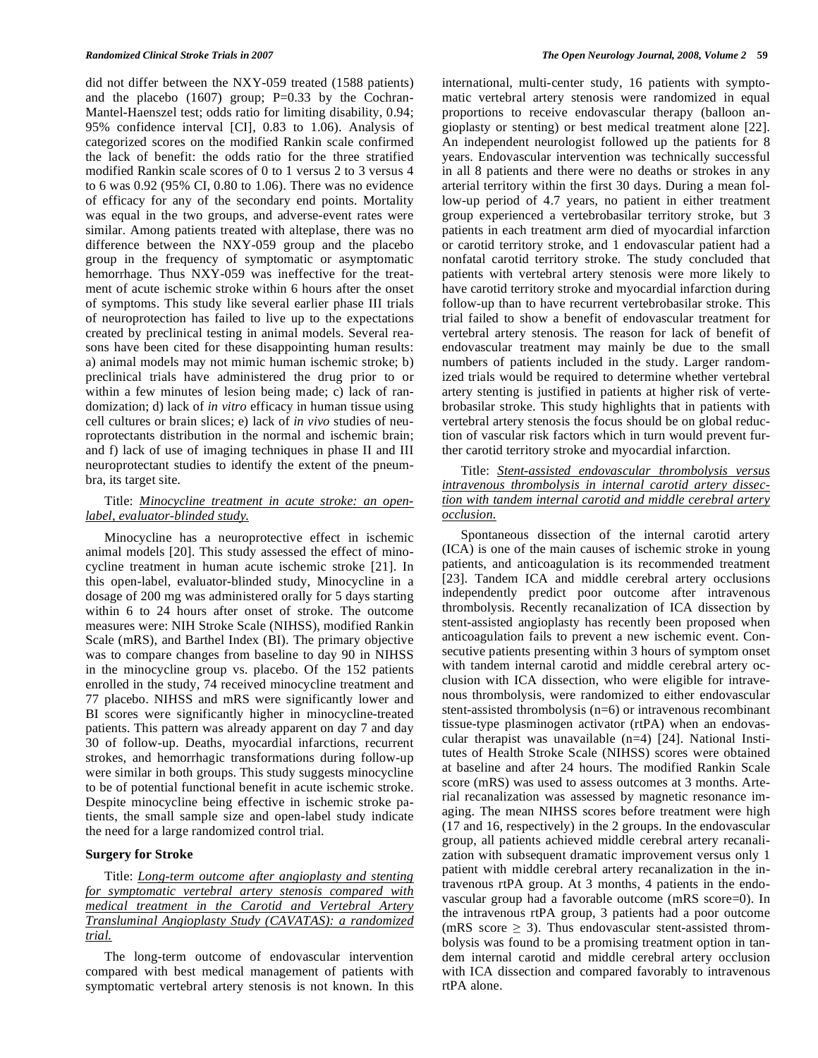did not differ between the NXY-059 treated (1588 patients) and the placebo (1607) group; P=0.33 by the Cochran-Mantel-Haenszel test; odds ratio for limiting disability, 0.94; 95% confidence interval [CI], 0.83 to 1.06). Analysis of categorized scores on the modified Rankin scale confirmed the lack of benefit: the odds ratio for the three stratified modified Rankin scale scores of 0 to 1 versus 2 to 3 versus 4 to 6 was 0.92 (95% CI, 0.80 to 1.06). There was no evidence of efficacy for any of the secondary end points. Mortality was equal in the two groups, and adverse-event rates were similar. Among patients treated with alteplase, there was no difference between the NXY-059 group and the placebo group in the frequency of symptomatic or asymptomatic hemorrhage. Thus NXY-059 was ineffective for the treatment of acute ischemic stroke within 6 hours after the onset of symptoms. This study like several earlier phase III trials of neuroprotection has failed to live up to the expectations created by preclinical testing in animal models. Several reasons have been cited for these disappointing human results: a) animal models may not mimic human ischemic stroke; b) preclinical trials have administered the drug prior to or within a few minutes of lesion being made; c) lack of randomization; d) lack of *in vitro* efficacy in human tissue using cell cultures or brain slices; e) lack of *in vivo* studies of neuroprotectants distribution in the normal and ischemic brain; and f) lack of use of imaging techniques in phase II and III neuroprotectant studies to identify the extent of the pneumbra, its target site.

Title: *Minocycline treatment in acute stroke: an open-label, evaluator-blinded study.*

Minocycline has a neuroprotective effect in ischemic animal models [20]. This study assessed the effect of minocycline treatment in human acute ischemic stroke [21]. In this open-label, evaluator-blinded study, Minocycline in a dosage of 200 mg was administered orally for 5 days starting within 6 to 24 hours after onset of stroke. The outcome measures were: NIH Stroke Scale (NIHSS), modified Rankin Scale (mRS), and Barthel Index (BI). The primary objective was to compare changes from baseline to day 90 in NIHSS in the minocycline group vs. placebo. Of the 152 patients enrolled in the study, 74 received minocycline treatment and 77 placebo. NIHSS and mRS were significantly lower and BI scores were significantly higher in minocycline-treated patients. This pattern was already apparent on day 7 and day 30 of follow-up. Deaths, myocardial infarctions, recurrent strokes, and hemorrhagic transformations during follow-up were similar in both groups. This study suggests minocycline to be of potential functional benefit in acute ischemic stroke. Despite minocycline being effective in ischemic stroke patients, the small sample size and open-label study indicate the need for a large randomized control trial.

## Surgery for Stroke

Title: *Long-term outcome after angioplasty and stenting for symptomatic vertebral artery stenosis compared with medical treatment in the Carotid and Vertebral Artery Transluminal Angioplasty Study (CAVATAS): a randomized trial.*

The long-term outcome of endovascular intervention compared with best medical management of patients with symptomatic vertebral artery stenosis is not known. In this international, multi-center study, 16 patients with symptomatic vertebral artery stenosis were randomized in equal proportions to receive endovascular therapy (balloon angioplasty or stenting) or best medical treatment alone [22]. An independent neurologist followed up the patients for 8 years. Endovascular intervention was technically successful in all 8 patients and there were no deaths or strokes in any arterial territory within the first 30 days. During a mean follow-up period of 4.7 years, no patient in either treatment group experienced a vertebrobasilar territory stroke, but 3 patients in each treatment arm died of myocardial infarction or carotid territory stroke, and 1 endovascular patient had a nonfatal carotid territory stroke. The study concluded that patients with vertebral artery stenosis were more likely to have carotid territory stroke and myocardial infarction during follow-up than to have recurrent vertebrobasilar stroke. This trial failed to show a benefit of endovascular treatment for vertebral artery stenosis. The reason for lack of benefit of endovascular treatment may mainly be due to the small numbers of patients included in the study. Larger randomized trials would be required to determine whether vertebral artery stenting is justified in patients at higher risk of vertebrobasilar stroke. This study highlights that in patients with vertebral artery stenosis the focus should be on global reduction of vascular risk factors which in turn would prevent further carotid territory stroke and myocardial infarction.

Title: *Stent-assisted endovascular thrombolysis versus intravenous thrombolysis in internal carotid artery dissection with tandem internal carotid and middle cerebral artery occlusion.*

Spontaneous dissection of the internal carotid artery (ICA) is one of the main causes of ischemic stroke in young patients, and anticoagulation is its recommended treatment [23]. Tandem ICA and middle cerebral artery occlusions independently predict poor outcome after intravenous thrombolysis. Recently recanalization of ICA dissection by stent-assisted angioplasty has recently been proposed when anticoagulation fails to prevent a new ischemic event. Consecutive patients presenting within 3 hours of symptom onset with tandem internal carotid and middle cerebral artery occlusion with ICA dissection, who were eligible for intravenous thrombolysis, were randomized to either endovascular stent-assisted thrombolysis (n=6) or intravenous recombinant tissue-type plasminogen activator (rtPA) when an endovascular therapist was unavailable (n=4) [24]. National Institutes of Health Stroke Scale (NIHSS) scores were obtained at baseline and after 24 hours. The modified Rankin Scale score (mRS) was used to assess outcomes at 3 months. Arterial recanalization was assessed by magnetic resonance imaging. The mean NIHSS scores before treatment were high (17 and 16, respectively) in the 2 groups. In the endovascular group, all patients achieved middle cerebral artery recanalization with subsequent dramatic improvement versus only 1 patient with middle cerebral artery recanalization in the intravenous rtPA group. At 3 months, 4 patients in the endovascular group had a favorable outcome (mRS score=0). In the intravenous rtPA group, 3 patients had a poor outcome (mRS score $\geq$ 3). Thus endovascular stent-assisted thrombolysis was found to be a promising treatment option in tandem internal carotid and middle cerebral artery occlusion with ICA dissection and compared favorably to intravenous rtPA alone.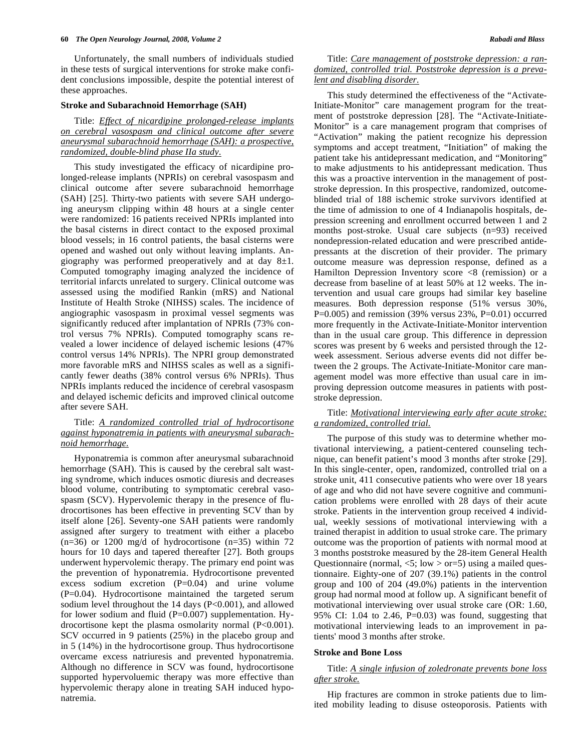Unfortunately, the small numbers of individuals studied in these tests of surgical interventions for stroke make confident conclusions impossible, despite the potential interest of these approaches.

### Stroke and Subarachnoid Hemorrhage (SAH)

Title: *Effect of nicardipine prolonged-release implants on cerebral vasospasm and clinical outcome after severe aneurysmal subarachnoid hemorrhage (SAH): a prospective, randomized, double-blind phase IIa study.*

This study investigated the efficacy of nicardipine prolonged-release implants (NPRIs) on cerebral vasospasm and clinical outcome after severe subarachnoid hemorrhage (SAH) [25]. Thirty-two patients with severe SAH undergoing aneurysm clipping within 48 hours at a single center were randomized: 16 patients received NPRIs implanted into the basal cisterns in direct contact to the exposed proximal blood vessels; in 16 control patients, the basal cisterns were opened and washed out only without leaving implants. Angiography was performed preoperatively and at day 8±1. Computed tomography imaging analyzed the incidence of territorial infarcts unrelated to surgery. Clinical outcome was assessed using the modified Rankin (mRS) and National Institute of Health Stroke (NIHSS) scales. The incidence of angiographic vasospasm in proximal vessel segments was significantly reduced after implantation of NPRIs (73% control versus 7% NPRIs). Computed tomography scans revealed a lower incidence of delayed ischemic lesions (47% control versus 14% NPRIs). The NPRI group demonstrated more favorable mRS and NIHSS scales as well as a significantly fewer deaths (38% control versus 6% NPRIs). Thus NPRIs implants reduced the incidence of cerebral vasospasm and delayed ischemic deficits and improved clinical outcome after severe SAH.

Title: *A randomized controlled trial of hydrocortisone against hyponatremia in patients with aneurysmal subarachnoid hemorrhage.*

Hyponatremia is common after aneurysmal subarachnoid hemorrhage (SAH). This is caused by the cerebral salt wasting syndrome, which induces osmotic diuresis and decreases blood volume, contributing to symptomatic cerebral vasospasm (SCV). Hypervolemic therapy in the presence of fludrocortisones has been effective in preventing SCV than by itself alone [26]. Seventy-one SAH patients were randomly assigned after surgery to treatment with either a placebo (n=36) or 1200 mg/d of hydrocortisone (n=35) within 72 hours for 10 days and tapered thereafter [27]. Both groups underwent hypervolemic therapy. The primary end point was the prevention of hyponatremia. Hydrocortisone prevented excess sodium excretion (P=0.04) and urine volume (P=0.04). Hydrocortisone maintained the targeted serum sodium level throughout the 14 days (P<0.001), and allowed for lower sodium and fluid (P=0.007) supplementation. Hydrocortisone kept the plasma osmolarity normal (P<0.001). SCV occurred in 9 patients (25%) in the placebo group and in 5 (14%) in the hydrocortisone group. Thus hydrocortisone overcame excess natriuresis and prevented hyponatremia. Although no difference in SCV was found, hydrocortisone supported hypervoluemic therapy was more effective than hypervolemic therapy alone in treating SAH induced hyponatremia.

Title: *Care management of poststroke depression: a randomized, controlled trial. Poststroke depression is a prevalent and disabling disorder.*

This study determined the effectiveness of the "Activate-Initiate-Monitor" care management program for the treatment of poststroke depression [28]. The "Activate-Initiate-Monitor" is a care management program that comprises of "Activation" making the patient recognize his depression symptoms and accept treatment, "Initiation" of making the patient take his antidepressant medication, and "Monitoring" to make adjustments to his antidepressant medication. Thus this was a proactive intervention in the management of poststroke depression. In this prospective, randomized, outcome-blinded trial of 188 ischemic stroke survivors identified at the time of admission to one of 4 Indianapolis hospitals, depression screening and enrollment occurred between 1 and 2 months post-stroke. Usual care subjects (n=93) received nondepression-related education and were prescribed antidepressants at the discretion of their provider. The primary outcome measure was depression response, defined as a Hamilton Depression Inventory score <8 (remission) or a decrease from baseline of at least 50% at 12 weeks. The intervention and usual care groups had similar key baseline measures. Both depression response (51% versus 30%, P=0.005) and remission (39% versus 23%, P=0.01) occurred more frequently in the Activate-Initiate-Monitor intervention than in the usual care group. This difference in depression scores was present by 6 weeks and persisted through the 12-week assessment. Serious adverse events did not differ between the 2 groups. The Activate-Initiate-Monitor care management model was more effective than usual care in improving depression outcome measures in patients with poststroke depression.

Title: *Motivational interviewing early after acute stroke: a randomized, controlled trial.*

The purpose of this study was to determine whether motivational interviewing, a patient-centered counseling technique, can benefit patient's mood 3 months after stroke [29]. In this single-center, open, randomized, controlled trial on a stroke unit, 411 consecutive patients who were over 18 years of age and who did not have severe cognitive and communication problems were enrolled with 28 days of their acute stroke. Patients in the intervention group received 4 individual, weekly sessions of motivational interviewing with a trained therapist in addition to usual stroke care. The primary outcome was the proportion of patients with normal mood at 3 months poststroke measured by the 28-item General Health Questionnaire (normal, <5; low > or=5) using a mailed questionnaire. Eighty-one of 207 (39.1%) patients in the control group and 100 of 204 (49.0%) patients in the intervention group had normal mood at follow up. A significant benefit of motivational interviewing over usual stroke care (OR: 1.60, 95% CI: 1.04 to 2.46, P=0.03) was found, suggesting that motivational interviewing leads to an improvement in patients' mood 3 months after stroke.

### Stroke and Bone Loss

Title: *A single infusion of zoledronate prevents bone loss after stroke.*

Hip fractures are common in stroke patients due to limited mobility leading to disuse osteoporosis. Patients with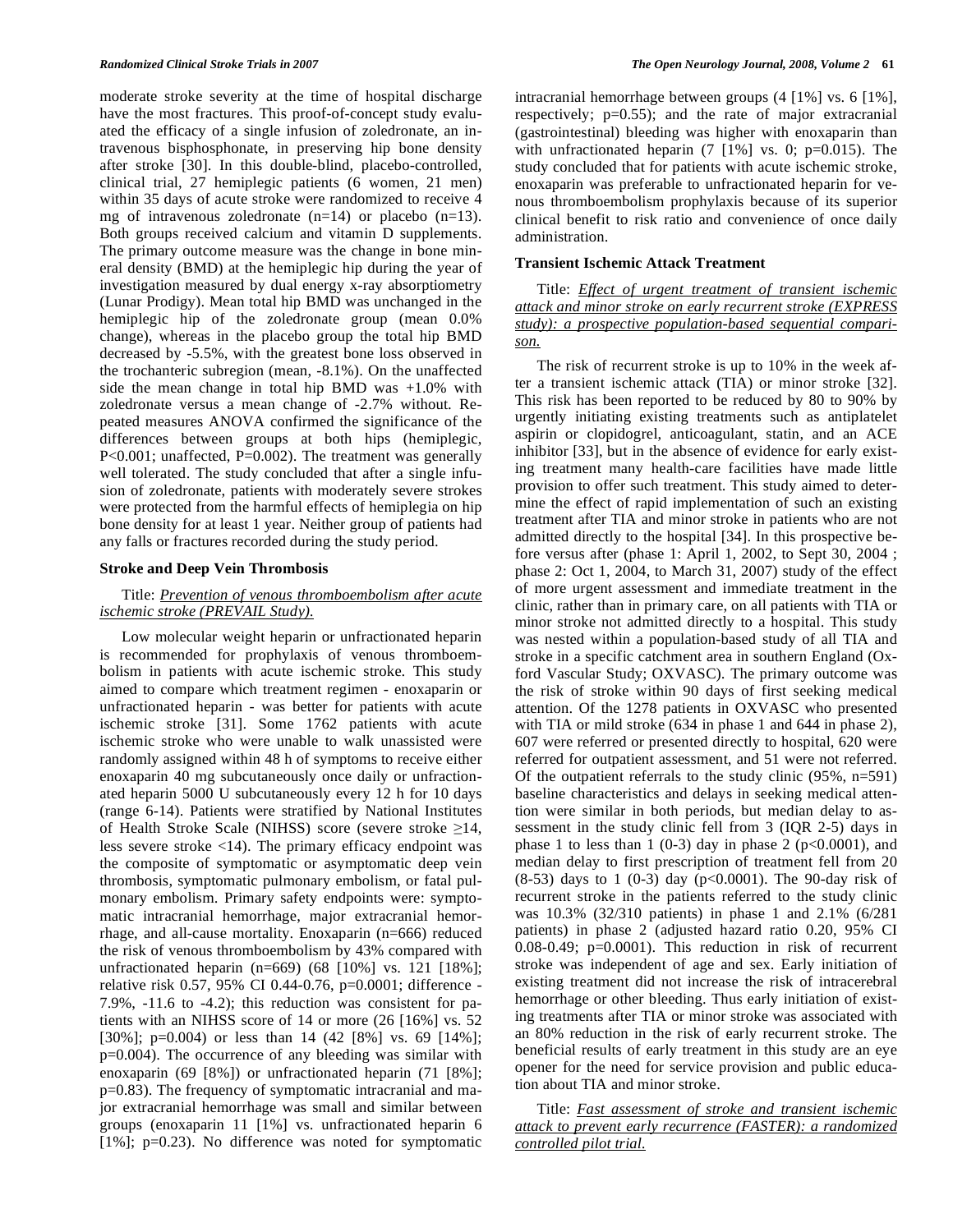moderate stroke severity at the time of hospital discharge have the most fractures. This proof-of-concept study evaluated the efficacy of a single infusion of zoledronate, an intravenous bisphosphonate, in preserving hip bone density after stroke [30]. In this double-blind, placebo-controlled, clinical trial, 27 hemiplegic patients (6 women, 21 men) within 35 days of acute stroke were randomized to receive 4 mg of intravenous zoledronate (n=14) or placebo (n=13). Both groups received calcium and vitamin D supplements. The primary outcome measure was the change in bone mineral density (BMD) at the hemiplegic hip during the year of investigation measured by dual energy x-ray absorptiometry (Lunar Prodigy). Mean total hip BMD was unchanged in the hemiplegic hip of the zoledronate group (mean 0.0% change), whereas in the placebo group the total hip BMD decreased by -5.5%, with the greatest bone loss observed in the trochanteric subregion (mean, -8.1%). On the unaffected side the mean change in total hip BMD was +1.0% with zoledronate versus a mean change of -2.7% without. Repeated measures ANOVA confirmed the significance of the differences between groups at both hips (hemiplegic, P<0.001; unaffected, P=0.002). The treatment was generally well tolerated. The study concluded that after a single infusion of zoledronate, patients with moderately severe strokes were protected from the harmful effects of hemiplegia on hip bone density for at least 1 year. Neither group of patients had any falls or fractures recorded during the study period.

### Stroke and Deep Vein Thrombosis

Title: *Prevention of venous thromboembolism after acute ischemic stroke (PREVAIL Study).*

Low molecular weight heparin or unfractionated heparin is recommended for prophylaxis of venous thromboembolism in patients with acute ischemic stroke. This study aimed to compare which treatment regimen - enoxaparin or unfractionated heparin - was better for patients with acute ischemic stroke [31]. Some 1762 patients with acute ischemic stroke who were unable to walk unassisted were randomly assigned within 48 h of symptoms to receive either enoxaparin 40 mg subcutaneously once daily or unfractionated heparin 5000 U subcutaneously every 12 h for 10 days (range 6-14). Patients were stratified by National Institutes of Health Stroke Scale (NIHSS) score (severe stroke ≥14, less severe stroke <14). The primary efficacy endpoint was the composite of symptomatic or asymptomatic deep vein thrombosis, symptomatic pulmonary embolism, or fatal pulmonary embolism. Primary safety endpoints were: symptomatic intracranial hemorrhage, major extracranial hemorrhage, and all-cause mortality. Enoxaparin (n=666) reduced the risk of venous thromboembolism by 43% compared with unfractionated heparin (n=669) (68 [10%] vs. 121 [18%]; relative risk 0.57, 95% CI 0.44-0.76, p=0.0001; difference -7.9%, -11.6 to -4.2); this reduction was consistent for patients with an NIHSS score of 14 or more (26 [16%] vs. 52 [30%]; p=0.004) or less than 14 (42 [8%] vs. 69 [14%]; p=0.004). The occurrence of any bleeding was similar with enoxaparin (69 [8%]) or unfractionated heparin (71 [8%]; p=0.83). The frequency of symptomatic intracranial and major extracranial hemorrhage was small and similar between groups (enoxaparin 11 [1%] vs. unfractionated heparin 6 [1%]; p=0.23). No difference was noted for symptomatic intracranial hemorrhage between groups (4 [1%] vs. 6 [1%], respectively; p=0.55); and the rate of major extracranial (gastrointestinal) bleeding was higher with enoxaparin than with unfractionated heparin (7 [1%] vs. 0; p=0.015). The study concluded that for patients with acute ischemic stroke, enoxaparin was preferable to unfractionated heparin for venous thromboembolism prophylaxis because of its superior clinical benefit to risk ratio and convenience of once daily administration.

### Transient Ischemic Attack Treatment

Title: *Effect of urgent treatment of transient ischemic attack and minor stroke on early recurrent stroke (EXPRESS study): a prospective population-based sequential comparison.*

The risk of recurrent stroke is up to 10% in the week after a transient ischemic attack (TIA) or minor stroke [32]. This risk has been reported to be reduced by 80 to 90% by urgently initiating existing treatments such as antiplatelet aspirin or clopidogrel, anticoagulant, statin, and an ACE inhibitor [33], but in the absence of evidence for early existing treatment many health-care facilities have made little provision to offer such treatment. This study aimed to determine the effect of rapid implementation of such an existing treatment after TIA and minor stroke in patients who are not admitted directly to the hospital [34]. In this prospective before versus after (phase 1: April 1, 2002, to Sept 30, 2004 ; phase 2: Oct 1, 2004, to March 31, 2007) study of the effect of more urgent assessment and immediate treatment in the clinic, rather than in primary care, on all patients with TIA or minor stroke not admitted directly to a hospital. This study was nested within a population-based study of all TIA and stroke in a specific catchment area in southern England (Oxford Vascular Study; OXVASC). The primary outcome was the risk of stroke within 90 days of first seeking medical attention. Of the 1278 patients in OXVASC who presented with TIA or mild stroke (634 in phase 1 and 644 in phase 2), 607 were referred or presented directly to hospital, 620 were referred for outpatient assessment, and 51 were not referred. Of the outpatient referrals to the study clinic (95%, n=591) baseline characteristics and delays in seeking medical attention were similar in both periods, but median delay to assessment in the study clinic fell from 3 (IQR 2-5) days in phase 1 to less than 1 (0-3) day in phase 2 (p<0.0001), and median delay to first prescription of treatment fell from 20 (8-53) days to 1 (0-3) day (p<0.0001). The 90-day risk of recurrent stroke in the patients referred to the study clinic was 10.3% (32/310 patients) in phase 1 and 2.1% (6/281 patients) in phase 2 (adjusted hazard ratio 0.20, 95% CI 0.08-0.49; p=0.0001). This reduction in risk of recurrent stroke was independent of age and sex. Early initiation of existing treatment did not increase the risk of intracerebral hemorrhage or other bleeding. Thus early initiation of existing treatments after TIA or minor stroke was associated with an 80% reduction in the risk of early recurrent stroke. The beneficial results of early treatment in this study are an eye opener for the need for service provision and public education about TIA and minor stroke.

Title: *Fast assessment of stroke and transient ischemic attack to prevent early recurrence (FASTER): a randomized controlled pilot trial.*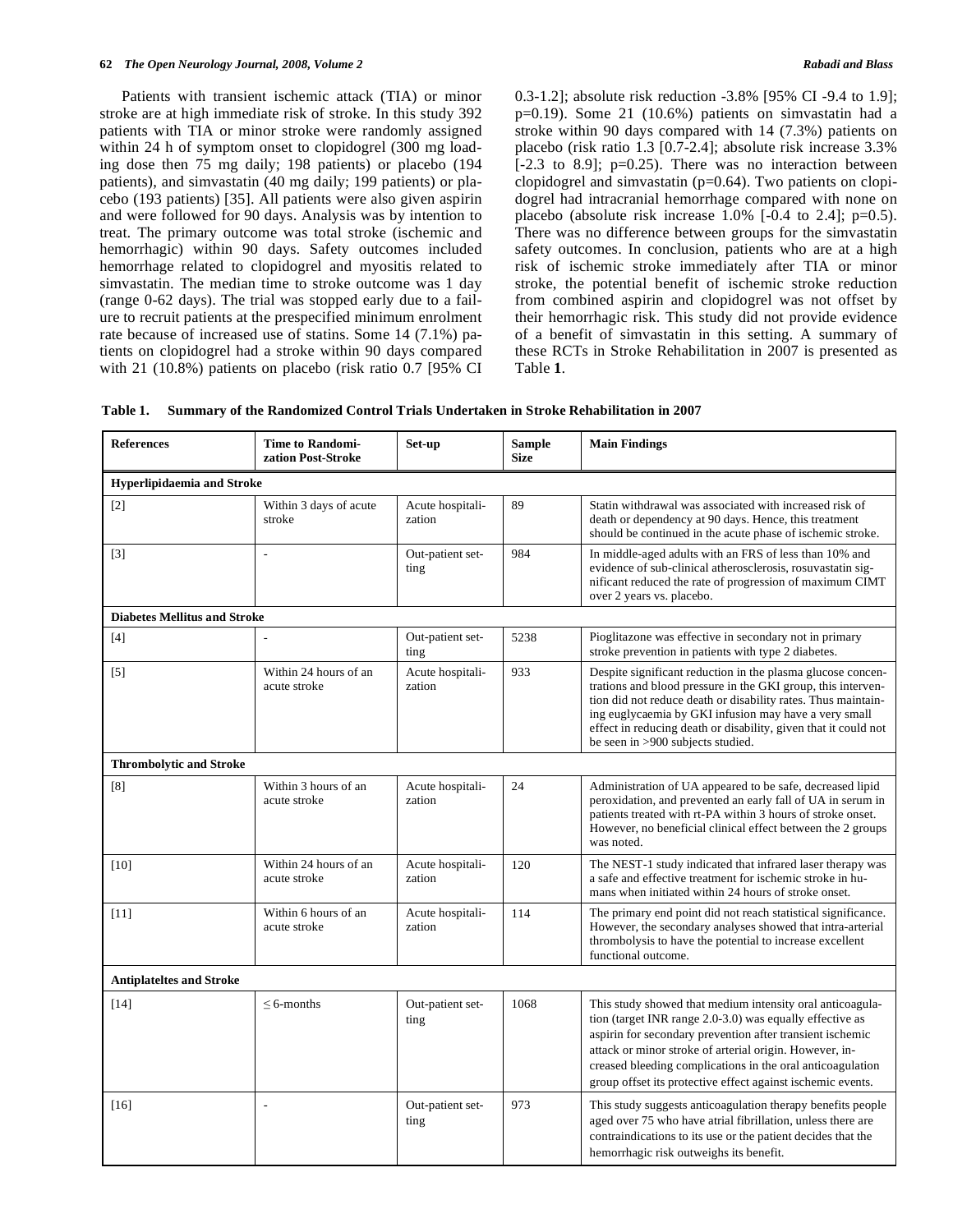Patients with transient ischemic attack (TIA) or minor stroke are at high immediate risk of stroke. In this study 392 patients with TIA or minor stroke were randomly assigned within 24 h of symptom onset to clopidogrel (300 mg loading dose then 75 mg daily; 198 patients) or placebo (194 patients), and simvastatin (40 mg daily; 199 patients) or placebo (193 patients) [35]. All patients were also given aspirin and were followed for 90 days. Analysis was by intention to treat. The primary outcome was total stroke (ischemic and hemorrhagic) within 90 days. Safety outcomes included hemorrhage related to clopidogrel and myositis related to simvastatin. The median time to stroke outcome was 1 day (range 0-62 days). The trial was stopped early due to a failure to recruit patients at the prespecified minimum enrolment rate because of increased use of statins. Some 14 (7.1%) patients on clopidogrel had a stroke within 90 days compared with 21 (10.8%) patients on placebo (risk ratio 0.7 [95% CI 0.3-1.2]; absolute risk reduction -3.8% [95% CI -9.4 to 1.9]; p=0.19). Some 21 (10.6%) patients on simvastatin had a stroke within 90 days compared with 14 (7.3%) patients on placebo (risk ratio 1.3 [0.7-2.4]; absolute risk increase 3.3% [-2.3 to 8.9]; p=0.25). There was no interaction between clopidogrel and simvastatin (p=0.64). Two patients on clopidogrel had intracranial hemorrhage compared with none on placebo (absolute risk increase 1.0% [-0.4 to 2.4]; p=0.5). There was no difference between groups for the simvastatin safety outcomes. In conclusion, patients who are at a high risk of ischemic stroke immediately after TIA or minor stroke, the potential benefit of ischemic stroke reduction from combined aspirin and clopidogrel was not offset by their hemorrhagic risk. This study did not provide evidence of a benefit of simvastatin in this setting. A summary of these RCTs in Stroke Rehabilitation in 2007 is presented as Table **1**.

**Table 1. Summary of the Randomized Control Trials Undertaken in Stroke Rehabilitation in 2007**

| References | Time to Randomization Post-Stroke | Set-up | Sample Size | Main Findings |
|---|---|---|---|---|
| **Hyperlipidaemia and Stroke** | | | | |
| [2] | Within 3 days of acute stroke | Acute hospitalization | 89 | Statin withdrawal was associated with increased risk of death or dependency at 90 days. Hence, this treatment should be continued in the acute phase of ischemic stroke. |
| [3] | - | Out-patient setting | 984 | In middle-aged adults with an FRS of less than 10% and evidence of sub-clinical atherosclerosis, rosuvastatin significant reduced the rate of progression of maximum CIMT over 2 years vs. placebo. |
| **Diabetes Mellitus and Stroke** | | | | |
| [4] | - | Out-patient setting | 5238 | Pioglitazone was effective in secondary not in primary stroke prevention in patients with type 2 diabetes. |
| [5] | Within 24 hours of an acute stroke | Acute hospitalization | 933 | Despite significant reduction in the plasma glucose concentrations and blood pressure in the GKI group, this intervention did not reduce death or disability rates. Thus maintaining euglycaemia by GKI infusion may have a very small effect in reducing death or disability, given that it could not be seen in >900 subjects studied. |
| **Thrombolytic and Stroke** | | | | |
| [8] | Within 3 hours of an acute stroke | Acute hospitalization | 24 | Administration of UA appeared to be safe, decreased lipid peroxidation, and prevented an early fall of UA in serum in patients treated with rt-PA within 3 hours of stroke onset. However, no beneficial clinical effect between the 2 groups was noted. |
| [10] | Within 24 hours of an acute stroke | Acute hospitalization | 120 | The NEST-1 study indicated that infrared laser therapy was a safe and effective treatment for ischemic stroke in humans when initiated within 24 hours of stroke onset. |
| [11] | Within 6 hours of an acute stroke | Acute hospitalization | 114 | The primary end point did not reach statistical significance. However, the secondary analyses showed that intra-arterial thrombolysis to have the potential to increase excellent functional outcome. |
| **Antiplateltes and Stroke** | | | | |
| [14] | $\leq$ 6-months | Out-patient setting | 1068 | This study showed that medium intensity oral anticoagulation (target INR range 2.0-3.0) was equally effective as aspirin for secondary prevention after transient ischemic attack or minor stroke of arterial origin. However, increased bleeding complications in the oral anticoagulation group offset its protective effect against ischemic events. |
| [16] | - | Out-patient setting | 973 | This study suggests anticoagulation therapy benefits people aged over 75 who have atrial fibrillation, unless there are contraindications to its use or the patient decides that the hemorrhagic risk outweighs its benefit. |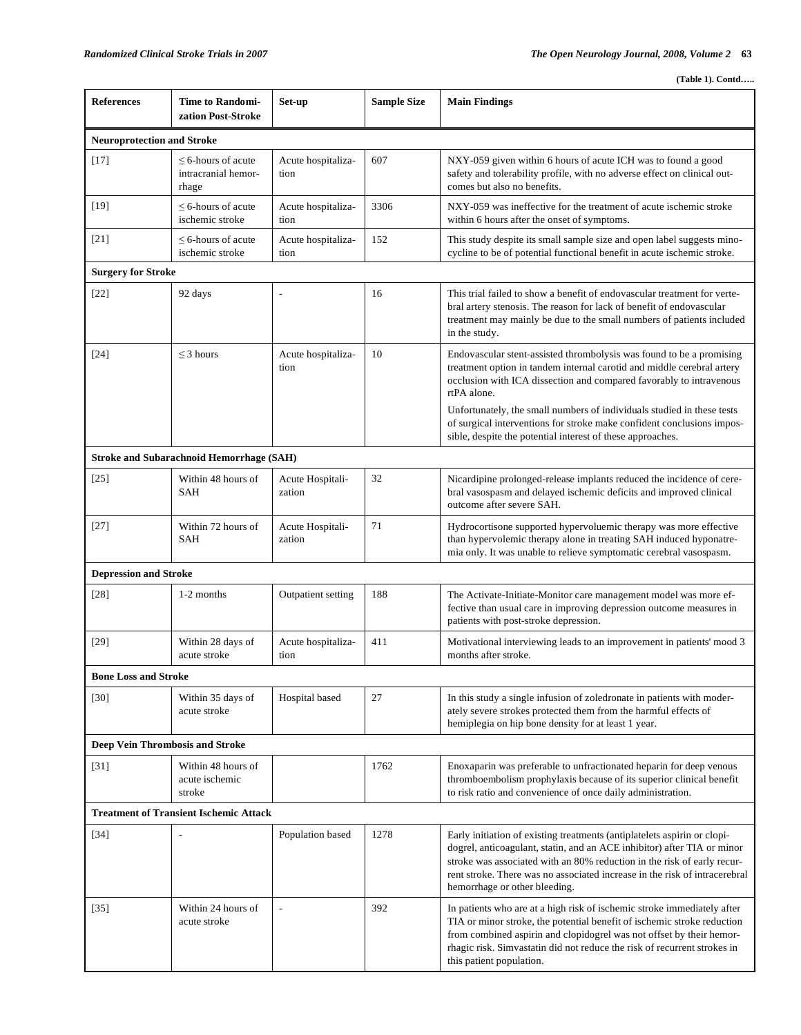**(Table 1). Contd…..**

| References | Time to Randomization Post-Stroke | Set-up | Sample Size | Main Findings |
|---|---|---|---|---|
| **Neuroprotection and Stroke** | | | | |
| [17] | ≤ 6-hours of acute intracranial hemorrhage | Acute hospitalization | 607 | NXY-059 given within 6 hours of acute ICH was to found a good safety and tolerability profile, with no adverse effect on clinical outcomes but also no benefits. |
| [19] | ≤ 6-hours of acute ischemic stroke | Acute hospitalization | 3306 | NXY-059 was ineffective for the treatment of acute ischemic stroke within 6 hours after the onset of symptoms. |
| [21] | ≤ 6-hours of acute ischemic stroke | Acute hospitalization | 152 | This study despite its small sample size and open label suggests minocycline to be of potential functional benefit in acute ischemic stroke. |
| **Surgery for Stroke** | | | | |
| [22] | 92 days | - | 16 | This trial failed to show a benefit of endovascular treatment for vertebral artery stenosis. The reason for lack of benefit of endovascular treatment may mainly be due to the small numbers of patients included in the study. |
| [24] | ≤ 3 hours | Acute hospitalization | 10 | Endovascular stent-assisted thrombolysis was found to be a promising treatment option in tandem internal carotid and middle cerebral artery occlusion with ICA dissection and compared favorably to intravenous rtPA alone. Unfortunately, the small numbers of individuals studied in these tests of surgical interventions for stroke make confident conclusions impossible, despite the potential interest of these approaches. |
| **Stroke and Subarachnoid Hemorrhage (SAH)** | | | | |
| [25] | Within 48 hours of SAH | Acute Hospitalization | 32 | Nicardipine prolonged-release implants reduced the incidence of cerebral vasospasm and delayed ischemic deficits and improved clinical outcome after severe SAH. |
| [27] | Within 72 hours of SAH | Acute Hospitalization | 71 | Hydrocortisone supported hypervoluemic therapy was more effective than hypervolemic therapy alone in treating SAH induced hyponatremia only. It was unable to relieve symptomatic cerebral vasospasm. |
| **Depression and Stroke** | | | | |
| [28] | 1-2 months | Outpatient setting | 188 | The Activate-Initiate-Monitor care management model was more effective than usual care in improving depression outcome measures in patients with post-stroke depression. |
| [29] | Within 28 days of acute stroke | Acute hospitalization | 411 | Motivational interviewing leads to an improvement in patients' mood 3 months after stroke. |
| **Bone Loss and Stroke** | | | | |
| [30] | Within 35 days of acute stroke | Hospital based | 27 | In this study a single infusion of zoledronate in patients with moderately severe strokes protected them from the harmful effects of hemiplegia on hip bone density for at least 1 year. |
| **Deep Vein Thrombosis and Stroke** | | | | |
| [31] | Within 48 hours of acute ischemic stroke | | 1762 | Enoxaparin was preferable to unfractionated heparin for deep venous thromboembolism prophylaxis because of its superior clinical benefit to risk ratio and convenience of once daily administration. |
| **Treatment of Transient Ischemic Attack** | | | | |
| [34] | - | Population based | 1278 | Early initiation of existing treatments (antiplatelets aspirin or clopidogrel, anticoagulant, statin, and an ACE inhibitor) after TIA or minor stroke was associated with an 80% reduction in the risk of early recurrent stroke. There was no associated increase in the risk of intracerebral hemorrhage or other bleeding. |
| [35] | Within 24 hours of acute stroke | - | 392 | In patients who are at a high risk of ischemic stroke immediately after TIA or minor stroke, the potential benefit of ischemic stroke reduction from combined aspirin and clopidogrel was not offset by their hemorrhagic risk. Simvastatin did not reduce the risk of recurrent strokes in this patient population. |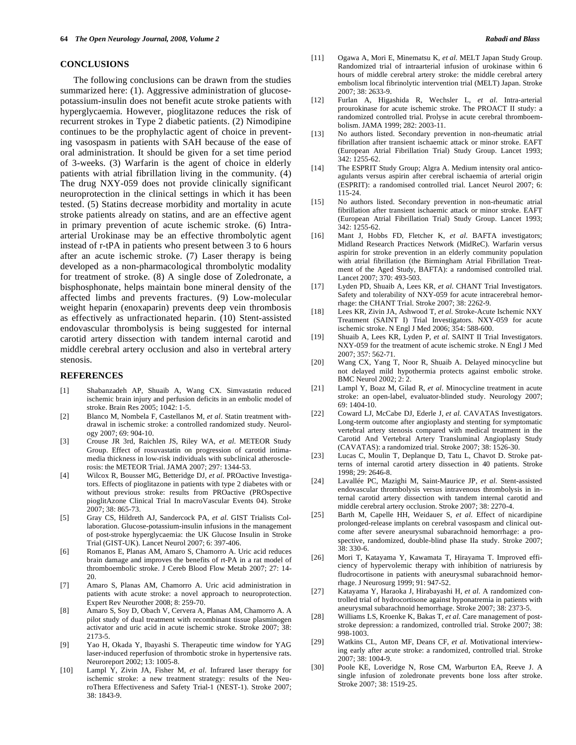## CONCLUSIONS

The following conclusions can be drawn from the studies summarized here: (1). Aggressive administration of glucose-potassium-insulin does not benefit acute stroke patients with hyperglycaemia. However, pioglitazone reduces the risk of recurrent strokes in Type 2 diabetic patients. (2) Nimodipine continues to be the prophylactic agent of choice in preventing vasospasm in patients with SAH because of the ease of oral administration. It should be given for a set time period of 3-weeks. (3) Warfarin is the agent of choice in elderly patients with atrial fibrillation living in the community. (4) The drug NXY-059 does not provide clinically significant neuroprotection in the clinical settings in which it has been tested. (5) Statins decrease morbidity and mortality in acute stroke patients already on statins, and are an effective agent in primary prevention of acute ischemic stroke. (6) Intra-arterial Urokinase may be an effective thrombolytic agent instead of r-tPA in patients who present between 3 to 6 hours after an acute ischemic stroke. (7) Laser therapy is being developed as a non-pharmacological thrombolytic modality for treatment of stroke. (8) A single dose of Zoledronate, a bisphosphonate, helps maintain bone mineral density of the affected limbs and prevents fractures. (9) Low-molecular weight heparin (enoxaparin) prevents deep vein thrombosis as effectively as unfractionated heparin. (10) Stent-assisted endovascular thrombolysis is being suggested for internal carotid artery dissection with tandem internal carotid and middle cerebral artery occlusion and also in vertebral artery stenosis.

## REFERENCES

[1] Shabanzadeh AP, Shuaib A, Wang CX. Simvastatin reduced ischemic brain injury and perfusion deficits in an embolic model of stroke. Brain Res 2005; 1042: 1-5.

[2] Blanco M, Nombela F, Castellanos M, *et al*. Statin treatment withdrawal in ischemic stroke: a controlled randomized study. Neurology 2007; 69: 904-10.

[3] Crouse JR 3rd, Raichlen JS, Riley WA, *et al.* METEOR Study Group. Effect of rosuvastatin on progression of carotid intima-media thickness in low-risk individuals with subclinical atherosclerosis: the METEOR Trial. JAMA 2007; 297: 1344-53.

[4] Wilcox R, Bousser MG, Betteridge DJ, *et al.* PROactive Investigators. Effects of pioglitazone in patients with type 2 diabetes with or without previous stroke: results from PROactive (PROspective pioglitAzone Clinical Trial In macroVascular Events 04). Stroke 2007; 38: 865-73.

[5] Gray CS, Hildreth AJ, Sandercock PA, *et al.* GIST Trialists Collaboration. Glucose-potassium-insulin infusions in the management of post-stroke hyperglycaemia: the UK Glucose Insulin in Stroke Trial (GIST-UK). Lancet Neurol 2007; 6: 397-406.

[6] Romanos E, Planas AM, Amaro S, Chamorro A. Uric acid reduces brain damage and improves the benefits of rt-PA in a rat model of thromboembolic stroke. J Cereb Blood Flow Metab 2007; 27: 14-20.

[7] Amaro S, Planas AM, Chamorro A. Uric acid administration in patients with acute stroke: a novel approach to neuroprotection. Expert Rev Neurother 2008; 8: 259-70.

[8] Amaro S, Soy D, Obach V, Cervera A, Planas AM, Chamorro A. A pilot study of dual treatment with recombinant tissue plasminogen activator and uric acid in acute ischemic stroke. Stroke 2007; 38: 2173-5.

[9] Yao H, Okada Y, Ibayashi S. Therapeutic time window for YAG laser-induced reperfusion of thrombotic stroke in hypertensive rats. Neuroreport 2002; 13: 1005-8.

[10] Lampl Y, Zivin JA, Fisher M, *et al.* Infrared laser therapy for ischemic stroke: a new treatment strategy: results of the NeuroThera Effectiveness and Safety Trial-1 (NEST-1). Stroke 2007; 38: 1843-9.

[11] Ogawa A, Mori E, Minematsu K, *et al.* MELT Japan Study Group. Randomized trial of intraarterial infusion of urokinase within 6 hours of middle cerebral artery stroke: the middle cerebral artery embolism local fibrinolytic intervention trial (MELT) Japan. Stroke 2007; 38: 2633-9.

[12] Furlan A, Higashida R, Wechsler L, *et al.* Intra-arterial prourokinase for acute ischemic stroke. The PROACT II study: a randomized controlled trial. Prolyse in acute cerebral thromboembolism. JAMA 1999; 282: 2003-11.

[13] No authors listed. Secondary prevention in non-rheumatic atrial fibrillation after transient ischaemic attack or minor stroke. EAFT (European Atrial Fibrillation Trial) Study Group. Lancet 1993; 342: 1255-62.

[14] The ESPRIT Study Group; Algra A. Medium intensity oral anticoagulants versus aspirin after cerebral ischaemia of arterial origin (ESPRIT): a randomised controlled trial. Lancet Neurol 2007; 6: 115-24.

[15] No authors listed. Secondary prevention in non-rheumatic atrial fibrillation after transient ischaemic attack or minor stroke. EAFT (European Atrial Fibrillation Trial) Study Group. Lancet 1993; 342: 1255-62.

[16] Mant J, Hobbs FD, Fletcher K, *et al.* BAFTA investigators; Midland Research Practices Network (MidReC). Warfarin versus aspirin for stroke prevention in an elderly community population with atrial fibrillation (the Birmingham Atrial Fibrillation Treatment of the Aged Study, BAFTA): a randomised controlled trial. Lancet 2007; 370: 493-503.

[17] Lyden PD, Shuaib A, Lees KR, *et al.* CHANT Trial Investigators. Safety and tolerability of NXY-059 for acute intracerebral hemorrhage: the CHANT Trial. Stroke 2007; 38: 2262-9.

[18] Lees KR, Zivin JA, Ashwood T, *et al.* Stroke-Acute Ischemic NXY Treatment (SAINT I) Trial Investigators. NXY-059 for acute ischemic stroke. N Engl J Med 2006; 354: 588-600.

[19] Shuaib A, Lees KR, Lyden P, *et al.* SAINT II Trial Investigators. NXY-059 for the treatment of acute ischemic stroke. N Engl J Med 2007; 357: 562-71.

[20] Wang CX, Yang T, Noor R, Shuaib A. Delayed minocycline but not delayed mild hypothermia protects against embolic stroke. BMC Neurol 2002; 2: 2.

[21] Lampl Y, Boaz M, Gilad R, *et al.* Minocycline treatment in acute stroke: an open-label, evaluator-blinded study. Neurology 2007; 69: 1404-10.

[22] Coward LJ, McCabe DJ, Ederle J, *et al.* CAVATAS Investigators. Long-term outcome after angioplasty and stenting for symptomatic vertebral artery stenosis compared with medical treatment in the Carotid And Vertebral Artery Transluminal Angioplasty Study (CAVATAS): a randomized trial. Stroke 2007; 38: 1526-30.

[23] Lucas C, Moulin T, Deplanque D, Tatu L, Chavot D. Stroke patterns of internal carotid artery dissection in 40 patients. Stroke 1998; 29: 2646-8.

[24] Lavallée PC, Mazighi M, Saint-Maurice JP, *et al.* Stent-assisted endovascular thrombolysis versus intravenous thrombolysis in internal carotid artery dissection with tandem internal carotid and middle cerebral artery occlusion. Stroke 2007; 38: 2270-4.

[25] Barth M, Capelle HH, Weidauer S, *et al.* Effect of nicardipine prolonged-release implants on cerebral vasospasm and clinical outcome after severe aneurysmal subarachnoid hemorrhage: a prospective, randomized, double-blind phase IIa study. Stroke 2007; 38: 330-6.

[26] Mori T, Katayama Y, Kawamata T, Hirayama T. Improved efficiency of hypervolemic therapy with inhibition of natriuresis by fludrocortisone in patients with aneurysmal subarachnoid hemorrhage. J Neurosurg 1999; 91: 947-52.

[27] Katayama Y, Haraoka J, Hirabayashi H, *et al.* A randomized controlled trial of hydrocortisone against hyponatremia in patients with aneurysmal subarachnoid hemorrhage. Stroke 2007; 38: 2373-5.

[28] Williams LS, Kroenke K, Bakas T, *et al.* Care management of post-stroke depression: a randomized, controlled trial. Stroke 2007; 38: 998-1003.

[29] Watkins CL, Auton MF, Deans CF, *et al.* Motivational interviewing early after acute stroke: a randomized, controlled trial. Stroke 2007; 38: 1004-9.

[30] Poole KE, Loveridge N, Rose CM, Warburton EA, Reeve J. A single infusion of zoledronate prevents bone loss after stroke. Stroke 2007; 38: 1519-25.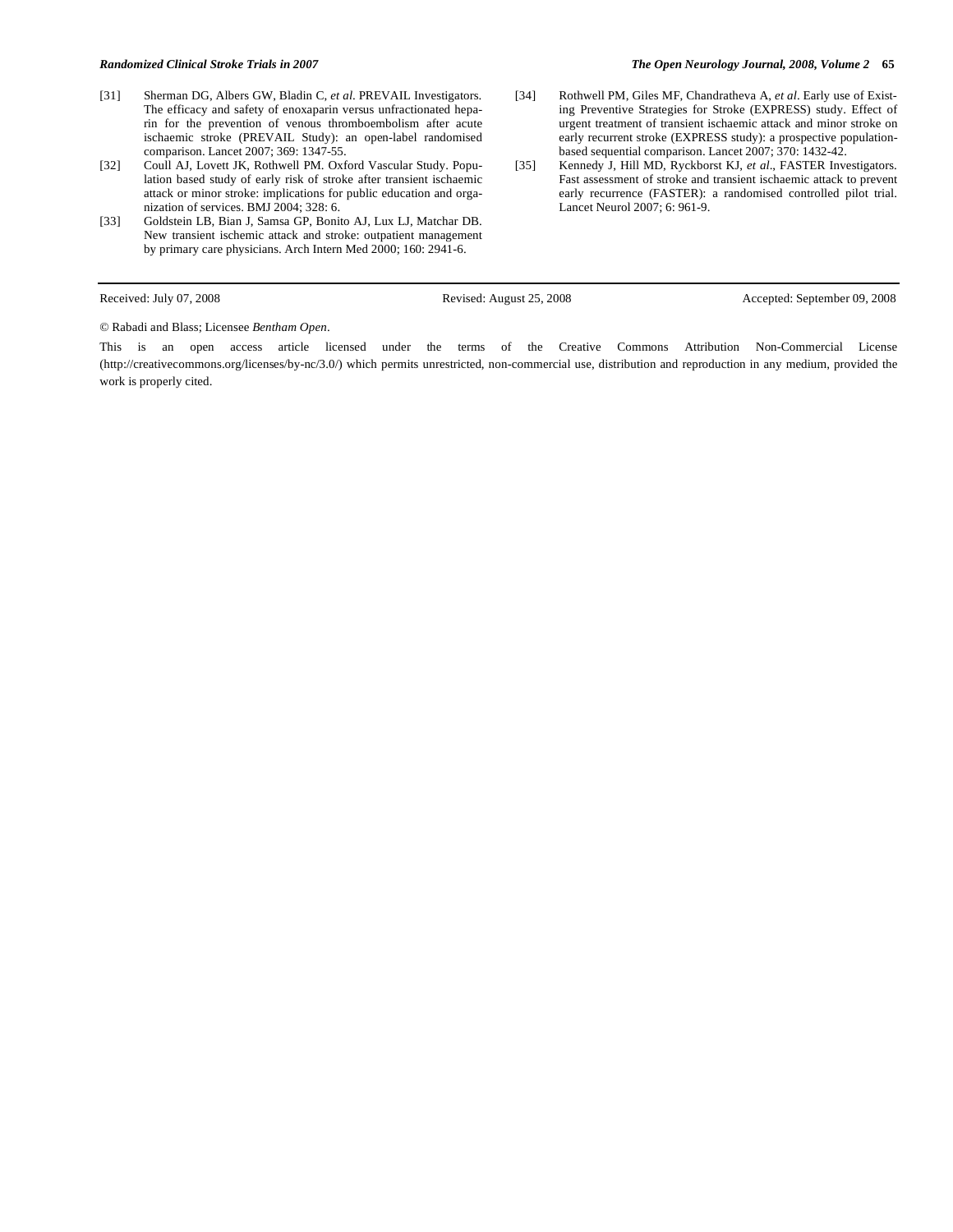[31] Sherman DG, Albers GW, Bladin C, *et al*. PREVAIL Investigators. The efficacy and safety of enoxaparin versus unfractionated heparin for the prevention of venous thromboembolism after acute ischaemic stroke (PREVAIL Study): an open-label randomised comparison. Lancet 2007; 369: 1347-55.

[32] Coull AJ, Lovett JK, Rothwell PM. Oxford Vascular Study. Population based study of early risk of stroke after transient ischaemic attack or minor stroke: implications for public education and organization of services. BMJ 2004; 328: 6.

[33] Goldstein LB, Bian J, Samsa GP, Bonito AJ, Lux LJ, Matchar DB. New transient ischemic attack and stroke: outpatient management by primary care physicians. Arch Intern Med 2000; 160: 2941-6.

[34] Rothwell PM, Giles MF, Chandratheva A, *et al*. Early use of Existing Preventive Strategies for Stroke (EXPRESS) study. Effect of urgent treatment of transient ischaemic attack and minor stroke on early recurrent stroke (EXPRESS study): a prospective population-based sequential comparison. Lancet 2007; 370: 1432-42.

[35] Kennedy J, Hill MD, Ryckborst KJ, *et al*., FASTER Investigators. Fast assessment of stroke and transient ischaemic attack to prevent early recurrence (FASTER): a randomised controlled pilot trial. Lancet Neurol 2007; 6: 961-9.

---

Received: July 07, 2008 Revised: August 25, 2008 Accepted: September 09, 2008

© Rabadi and Blass; Licensee *Bentham Open*.

This is an open access article licensed under the terms of the Creative Commons Attribution Non-Commercial License (http://creativecommons.org/licenses/by-nc/3.0/) which permits unrestricted, non-commercial use, distribution and reproduction in any medium, provided the work is properly cited.